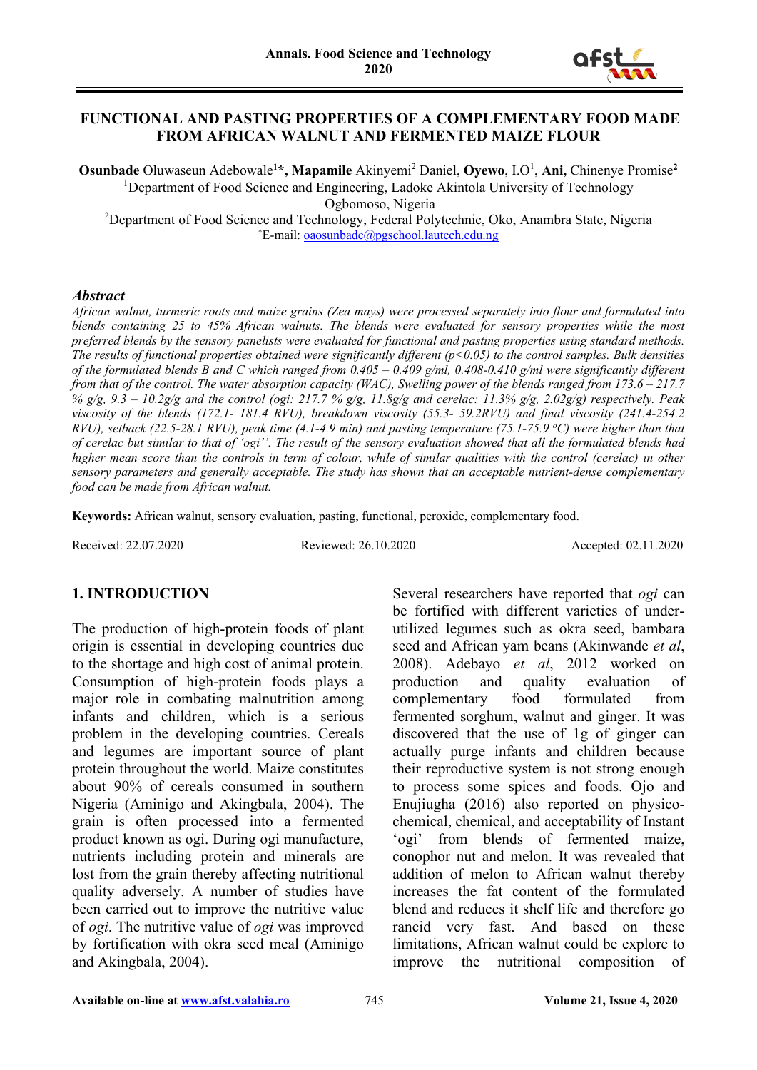# FUNCTIONAL AND PASTING PROPERTIES OF A COMPLEMENTARY FOOD MADE FROM AFRICAN WALNUT AND FERMENTED MAIZE FLOUR

**Osunbade** Oluwaseun Adebowale[1]*, **Mapamile** Akinyemi[2] Daniel, **Oyewo**, I.O[1], **Ani,** Chinenye Promise[2]

[1]Department of Food Science and Engineering, Ladoke Akintola University of Technology Ogbomoso, Nigeria

[2]Department of Food Science and Technology, Federal Polytechnic, Oko, Anambra State, Nigeria

*E-mail: oaosunbade@pgschool.lautech.edu.ng

### *Abstract*

*African walnut, turmeric roots and maize grains (Zea mays) were processed separately into flour and formulated into blends containing 25 to 45% African walnuts. The blends were evaluated for sensory properties while the most preferred blends by the sensory panelists were evaluated for functional and pasting properties using standard methods. The results of functional properties obtained were significantly different ($p<0.05$) to the control samples. Bulk densities of the formulated blends B and C which ranged from 0.405 – 0.409 g/ml, 0.408-0.410 g/ml were significantly different from that of the control. The water absorption capacity (WAC), Swelling power of the blends ranged from 173.6 – 217.7 % g/g, 9.3 – 10.2g/g and the control (ogi: 217.7 % g/g, 11.8g/g and cerelac: 11.3% g/g, 2.02g/g) respectively. Peak viscosity of the blends (172.1- 181.4 RVU), breakdown viscosity (55.3- 59.2RVU) and final viscosity (241.4-254.2 RVU), setback (22.5-28.1 RVU), peak time (4.1-4.9 min) and pasting temperature (75.1-75.9 $^{o}$C) were higher than that of cerelac but similar to that of 'ogi''. The result of the sensory evaluation showed that all the formulated blends had higher mean score than the controls in term of colour, while of similar qualities with the control (cerelac) in other sensory parameters and generally acceptable. The study has shown that an acceptable nutrient-dense complementary food can be made from African walnut.*

**Keywords:** African walnut, sensory evaluation, pasting, functional, peroxide, complementary food.

Received: 22.07.2020 Reviewed: 26.10.2020 Accepted: 02.11.2020

## 1. INTRODUCTION

The production of high-protein foods of plant origin is essential in developing countries due to the shortage and high cost of animal protein. Consumption of high-protein foods plays a major role in combating malnutrition among infants and children, which is a serious problem in the developing countries. Cereals and legumes are important source of plant protein throughout the world. Maize constitutes about 90% of cereals consumed in southern Nigeria (Aminigo and Akingbala, 2004). The grain is often processed into a fermented product known as ogi. During ogi manufacture, nutrients including protein and minerals are lost from the grain thereby affecting nutritional quality adversely. A number of studies have been carried out to improve the nutritive value of *ogi*. The nutritive value of *ogi* was improved by fortification with okra seed meal (Aminigo and Akingbala, 2004).

Several researchers have reported that *ogi* can be fortified with different varieties of under-utilized legumes such as okra seed, bambara seed and African yam beans (Akinwande *et al*, 2008). Adebayo *et al*, 2012 worked on production and quality evaluation of complementary food formulated from fermented sorghum, walnut and ginger. It was discovered that the use of 1g of ginger can actually purge infants and children because their reproductive system is not strong enough to process some spices and foods. Ojo and Enujiugha (2016) also reported on physico-chemical, chemical, and acceptability of Instant 'ogi' from blends of fermented maize, conophor nut and melon. It was revealed that addition of melon to African walnut thereby increases the fat content of the formulated blend and reduces it shelf life and therefore go rancid very fast. And based on these limitations, African walnut could be explore to improve the nutritional composition of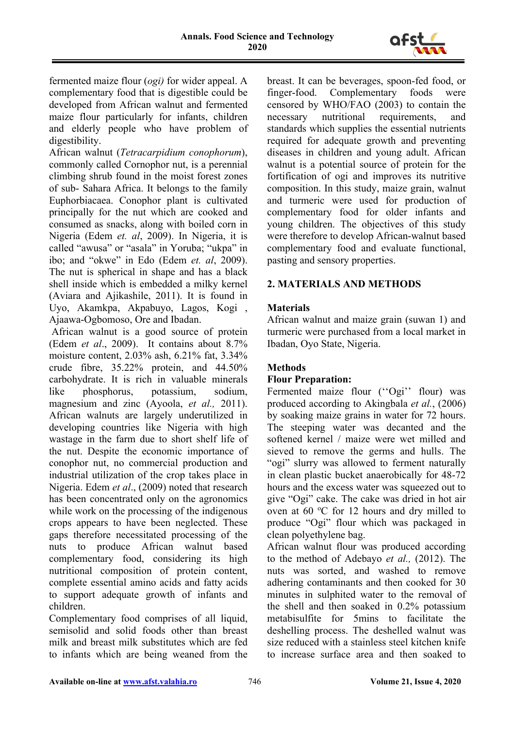fermented maize flour (*ogi)* for wider appeal. A complementary food that is digestible could be developed from African walnut and fermented maize flour particularly for infants, children and elderly people who have problem of digestibility.

African walnut (*Tetracarpidium conophorum*), commonly called Cornophor nut, is a perennial climbing shrub found in the moist forest zones of sub- Sahara Africa. It belongs to the family Euphorbiacaea. Conophor plant is cultivated principally for the nut which are cooked and consumed as snacks, along with boiled corn in Nigeria (Edem *et. al*, 2009). In Nigeria, it is called "awusa" or "asala" in Yoruba; "ukpa" in ibo; and "okwe" in Edo (Edem *et. al*, 2009). The nut is spherical in shape and has a black shell inside which is embedded a milky kernel (Aviara and Ajikashile, 2011). It is found in Uyo, Akamkpa, Akpabuyo, Lagos, Kogi , Ajaawa-Ogbomoso, Ore and Ibadan.

African walnut is a good source of protein (Edem *et al*., 2009). It contains about 8.7% moisture content, 2.03% ash, 6.21% fat, 3.34% crude fibre, 35.22% protein, and 44.50% carbohydrate. It is rich in valuable minerals like phosphorus, potassium, sodium, magnesium and zinc (Ayoola, *et al.,* 2011). African walnuts are largely underutilized in developing countries like Nigeria with high wastage in the farm due to short shelf life of the nut. Despite the economic importance of conophor nut, no commercial production and industrial utilization of the crop takes place in Nigeria. Edem *et al*., (2009) noted that research has been concentrated only on the agronomics while work on the processing of the indigenous crops appears to have been neglected. These gaps therefore necessitated processing of the nuts to produce African walnut based complementary food, considering its high nutritional composition of protein content, complete essential amino acids and fatty acids to support adequate growth of infants and children.

Complementary food comprises of all liquid, semisolid and solid foods other than breast milk and breast milk substitutes which are fed to infants which are being weaned from the breast. It can be beverages, spoon-fed food, or finger-food. Complementary foods were censored by WHO/FAO (2003) to contain the necessary nutritional requirements, and standards which supplies the essential nutrients required for adequate growth and preventing diseases in children and young adult. African walnut is a potential source of protein for the fortification of ogi and improves its nutritive composition. In this study, maize grain, walnut and turmeric were used for production of complementary food for older infants and young children. The objectives of this study were therefore to develop African-walnut based complementary food and evaluate functional, pasting and sensory properties.

## 2. MATERIALS AND METHODS

### Materials

African walnut and maize grain (suwan 1) and turmeric were purchased from a local market in Ibadan, Oyo State, Nigeria.

### Methods

#### Flour Preparation:

Fermented maize flour (''Ogi'' flour) was produced according to Akingbala *et al.*, (2006) by soaking maize grains in water for 72 hours. The steeping water was decanted and the softened kernel / maize were wet milled and sieved to remove the germs and hulls. The "ogi" slurry was allowed to ferment naturally in clean plastic bucket anaerobically for 48-72 hours and the excess water was squeezed out to give "Ogi" cake. The cake was dried in hot air oven at 60 ºC for 12 hours and dry milled to produce "Ogi" flour which was packaged in clean polyethylene bag.

African walnut flour was produced according to the method of Adebayo *et al.,* (2012). The nuts was sorted, and washed to remove adhering contaminants and then cooked for 30 minutes in sulphited water to the removal of the shell and then soaked in 0.2% potassium metabisulfite for 5mins to facilitate the deshelling process. The deshelled walnut was size reduced with a stainless steel kitchen knife to increase surface area and then soaked to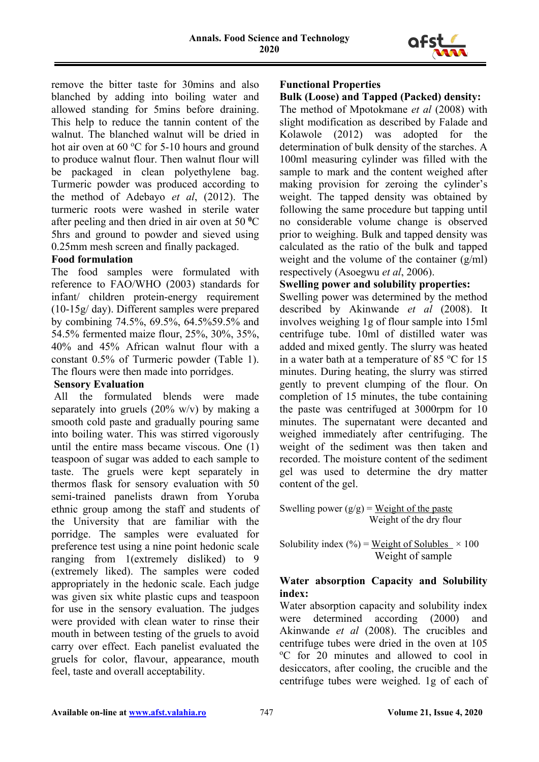remove the bitter taste for 30mins and also blanched by adding into boiling water and allowed standing for 5mins before draining. This help to reduce the tannin content of the walnut. The blanched walnut will be dried in hot air oven at 60 $^{o}$C for 5-10 hours and ground to produce walnut flour. Then walnut flour will be packaged in clean polyethylene bag. Turmeric powder was produced according to the method of Adebayo *et al*, (2012). The turmeric roots were washed in sterile water after peeling and then dried in air oven at 50 $^{0}$C 5hrs and ground to powder and sieved using 0.25mm mesh screen and finally packaged.

**Food formulation**

The food samples were formulated with reference to FAO/WHO (2003) standards for infant/ children protein-energy requirement (10-15g/ day). Different samples were prepared by combining 74.5%, 69.5%, 64.5%59.5% and 54.5% fermented maize flour, 25%, 30%, 35%, 40% and 45% African walnut flour with a constant 0.5% of Turmeric powder (Table 1). The flours were then made into porridges.

**Sensory Evaluation**

All the formulated blends were made separately into gruels (20% w/v) by making a smooth cold paste and gradually pouring same into boiling water. This was stirred vigorously until the entire mass became viscous. One (1) teaspoon of sugar was added to each sample to taste. The gruels were kept separately in thermos flask for sensory evaluation with 50 semi-trained panelists drawn from Yoruba ethnic group among the staff and students of the University that are familiar with the porridge. The samples were evaluated for preference test using a nine point hedonic scale ranging from 1(extremely disliked) to 9 (extremely liked). The samples were coded appropriately in the hedonic scale. Each judge was given six white plastic cups and teaspoon for use in the sensory evaluation. The judges were provided with clean water to rinse their mouth in between testing of the gruels to avoid carry over effect. Each panelist evaluated the gruels for color, flavour, appearance, mouth feel, taste and overall acceptability.

**Functional Properties**

**Bulk (Loose) and Tapped (Packed) density:**

The method of Mpotokmane *et al* (2008) with slight modification as described by Falade and Kolawole (2012) was adopted for the determination of bulk density of the starches. A 100ml measuring cylinder was filled with the sample to mark and the content weighed after making provision for zeroing the cylinder's weight. The tapped density was obtained by following the same procedure but tapping until no considerable volume change is observed prior to weighing. Bulk and tapped density was calculated as the ratio of the bulk and tapped weight and the volume of the container (g/ml) respectively (Asoegwu *et al*, 2006).

**Swelling power and solubility properties:**

Swelling power was determined by the method described by Akinwande *et al* (2008). It involves weighing 1g of flour sample into 15ml centrifuge tube. 10ml of distilled water was added and mixed gently. The slurry was heated in a water bath at a temperature of 85 $^{o}$C for 15 minutes. During heating, the slurry was stirred gently to prevent clumping of the flour. On completion of 15 minutes, the tube containing the paste was centrifuged at 3000rpm for 10 minutes. The supernatant were decanted and weighed immediately after centrifuging. The weight of the sediment was then taken and recorded. The moisture content of the sediment gel was used to determine the dry matter content of the gel.

$$\text{Swelling power (g/g)} = \frac{\text{Weight of the paste}}{\text{Weight of the dry flour}}$$

$$\text{Solubility index (\%)} = \frac{\text{Weight of Solubles}}{\text{Weight of sample}} \times 100$$

**Water absorption Capacity and Solubility index:**

Water absorption capacity and solubility index were determined according (2000) and Akinwande *et al* (2008). The crucibles and centrifuge tubes were dried in the oven at 105 $^{o}$C for 20 minutes and allowed to cool in desiccators, after cooling, the crucible and the centrifuge tubes were weighed. 1g of each of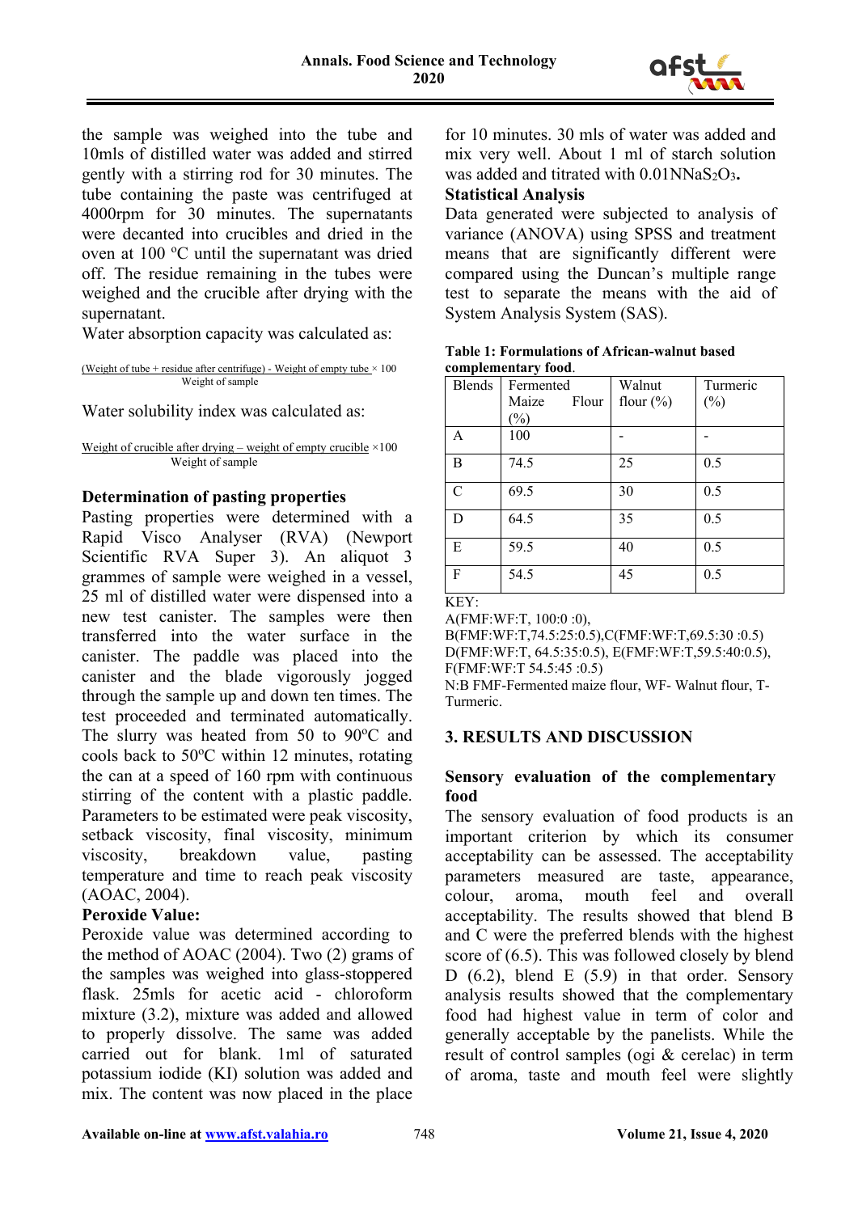the sample was weighed into the tube and 10mls of distilled water was added and stirred gently with a stirring rod for 30 minutes. The tube containing the paste was centrifuged at 4000rpm for 30 minutes. The supernatants were decanted into crucibles and dried in the oven at 100 $^{o}$C until the supernatant was dried off. The residue remaining in the tubes were weighed and the crucible after drying with the supernatant.

Water absorption capacity was calculated as:

$$\frac{\text{(Weight of tube + residue after centrifuge) - Weight of empty tube}}{\text{Weight of sample}} \times 100$$

Water solubility index was calculated as:

$$\frac{\text{Weight of crucible after drying – weight of empty crucible}}{\text{Weight of sample}} \times 100$$

**Determination of pasting properties**

Pasting properties were determined with a Rapid Visco Analyser (RVA) (Newport Scientific RVA Super 3). An aliquot 3 grammes of sample were weighed in a vessel, 25 ml of distilled water were dispensed into a new test canister. The samples were then transferred into the water surface in the canister. The paddle was placed into the canister and the blade vigorously jogged through the sample up and down ten times. The test proceeded and terminated automatically. The slurry was heated from 50 to 90$^{o}$C and cools back to 50$^{o}$C within 12 minutes, rotating the can at a speed of 160 rpm with continuous stirring of the content with a plastic paddle. Parameters to be estimated were peak viscosity, setback viscosity, final viscosity, minimum viscosity, breakdown value, pasting temperature and time to reach peak viscosity (AOAC, 2004).

**Peroxide Value:**

Peroxide value was determined according to the method of AOAC (2004). Two (2) grams of the samples was weighed into glass-stoppered flask. 25mls for acetic acid - chloroform mixture (3.2), mixture was added and allowed to properly dissolve. The same was added carried out for blank. 1ml of saturated potassium iodide (KI) solution was added and mix. The content was now placed in the place for 10 minutes. 30 mls of water was added and mix very well. About 1 ml of starch solution was added and titrated with 0.01N$NaS_2O_3$**.**

**Statistical Analysis**

Data generated were subjected to analysis of variance (ANOVA) using SPSS and treatment means that are significantly different were compared using the Duncan's multiple range test to separate the means with the aid of System Analysis System (SAS).

**Table 1: Formulations of African-walnut based complementary food**.

| Blends | Fermented Maize Flour (%) | Walnut flour (%) | Turmeric (%) |
|---|---|---|---|
| A | 100 | - | - |
| B | 74.5 | 25 | 0.5 |
| C | 69.5 | 30 | 0.5 |
| D | 64.5 | 35 | 0.5 |
| E | 59.5 | 40 | 0.5 |
| F | 54.5 | 45 | 0.5 |

KEY:
A(FMF:WF:T, 100:0 :0),
B(FMF:WF:T,74.5:25:0.5),C(FMF:WF:T,69.5:30 :0.5)
D(FMF:WF:T, 64.5:35:0.5), E(FMF:WF:T,59.5:40:0.5),
F(FMF:WF:T 54.5:45 :0.5)
N:B FMF-Fermented maize flour, WF- Walnut flour, T- Turmeric.

## 3. RESULTS AND DISCUSSION

**Sensory evaluation of the complementary food**

The sensory evaluation of food products is an important criterion by which its consumer acceptability can be assessed. The acceptability parameters measured are taste, appearance, colour, aroma, mouth feel and overall acceptability. The results showed that blend B and C were the preferred blends with the highest score of (6.5). This was followed closely by blend D (6.2), blend E (5.9) in that order. Sensory analysis results showed that the complementary food had highest value in term of color and generally acceptable by the panelists. While the result of control samples (ogi & cerelac) in term of aroma, taste and mouth feel were slightly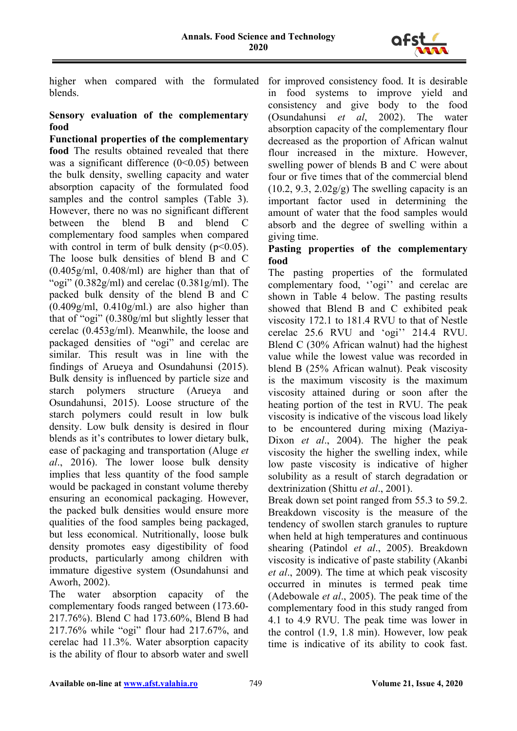higher when compared with the formulated blends.

**Sensory evaluation of the complementary food**

**Functional properties of the complementary food** The results obtained revealed that there was a significant difference (0<0.05) between the bulk density, swelling capacity and water absorption capacity of the formulated food samples and the control samples (Table 3). However, there no was no significant different between the blend B and blend C complementary food samples when compared with control in term of bulk density ($p<0.05$). The loose bulk densities of blend B and C (0.405g/ml, 0.408/ml) are higher than that of "ogi" (0.382g/ml) and cerelac (0.381g/ml). The packed bulk density of the blend B and C (0.409g/ml, 0.410g/ml.) are also higher than that of "ogi" (0.380g/ml but slightly lesser that cerelac (0.453g/ml). Meanwhile, the loose and packaged densities of "ogi" and cerelac are similar. This result was in line with the findings of Arueya and Osundahunsi (2015). Bulk density is influenced by particle size and starch polymers structure (Arueya and Osundahunsi, 2015). Loose structure of the starch polymers could result in low bulk density. Low bulk density is desired in flour blends as it's contributes to lower dietary bulk, ease of packaging and transportation (Aluge *et al*., 2016). The lower loose bulk density implies that less quantity of the food sample would be packaged in constant volume thereby ensuring an economical packaging. However, the packed bulk densities would ensure more qualities of the food samples being packaged, but less economical. Nutritionally, loose bulk density promotes easy digestibility of food products, particularly among children with immature digestive system (Osundahunsi and Aworh, 2002).

The water absorption capacity of the complementary foods ranged between (173.60-217.76%). Blend C had 173.60%, Blend B had 217.76% while "ogi" flour had 217.67%, and cerelac had 11.3%. Water absorption capacity is the ability of flour to absorb water and swell for improved consistency food. It is desirable in food systems to improve yield and consistency and give body to the food (Osundahunsi *et al*, 2002). The water absorption capacity of the complementary flour decreased as the proportion of African walnut flour increased in the mixture. However, swelling power of blends B and C were about four or five times that of the commercial blend (10.2, 9.3, 2.02g/g) The swelling capacity is an important factor used in determining the amount of water that the food samples would absorb and the degree of swelling within a giving time.

**Pasting properties of the complementary food**

The pasting properties of the formulated complementary food, ''ogi'' and cerelac are shown in Table 4 below. The pasting results showed that Blend B and C exhibited peak viscosity 172.1 to 181.4 RVU to that of Nestle cerelac 25.6 RVU and 'ogi'' 214.4 RVU. Blend C (30% African walnut) had the highest value while the lowest value was recorded in blend B (25% African walnut). Peak viscosity is the maximum viscosity is the maximum viscosity attained during or soon after the heating portion of the test in RVU. The peak viscosity is indicative of the viscous load likely to be encountered during mixing (Maziya-Dixon *et al*., 2004). The higher the peak viscosity the higher the swelling index, while low paste viscosity is indicative of higher solubility as a result of starch degradation or dextrinization (Shittu *et al*., 2001).

Break down set point ranged from 55.3 to 59.2. Breakdown viscosity is the measure of the tendency of swollen starch granules to rupture when held at high temperatures and continuous shearing (Patindol *et al*., 2005). Breakdown viscosity is indicative of paste stability (Akanbi *et al*., 2009). The time at which peak viscosity occurred in minutes is termed peak time (Adebowale *et al*., 2005). The peak time of the complementary food in this study ranged from 4.1 to 4.9 RVU. The peak time was lower in the control (1.9, 1.8 min). However, low peak time is indicative of its ability to cook fast.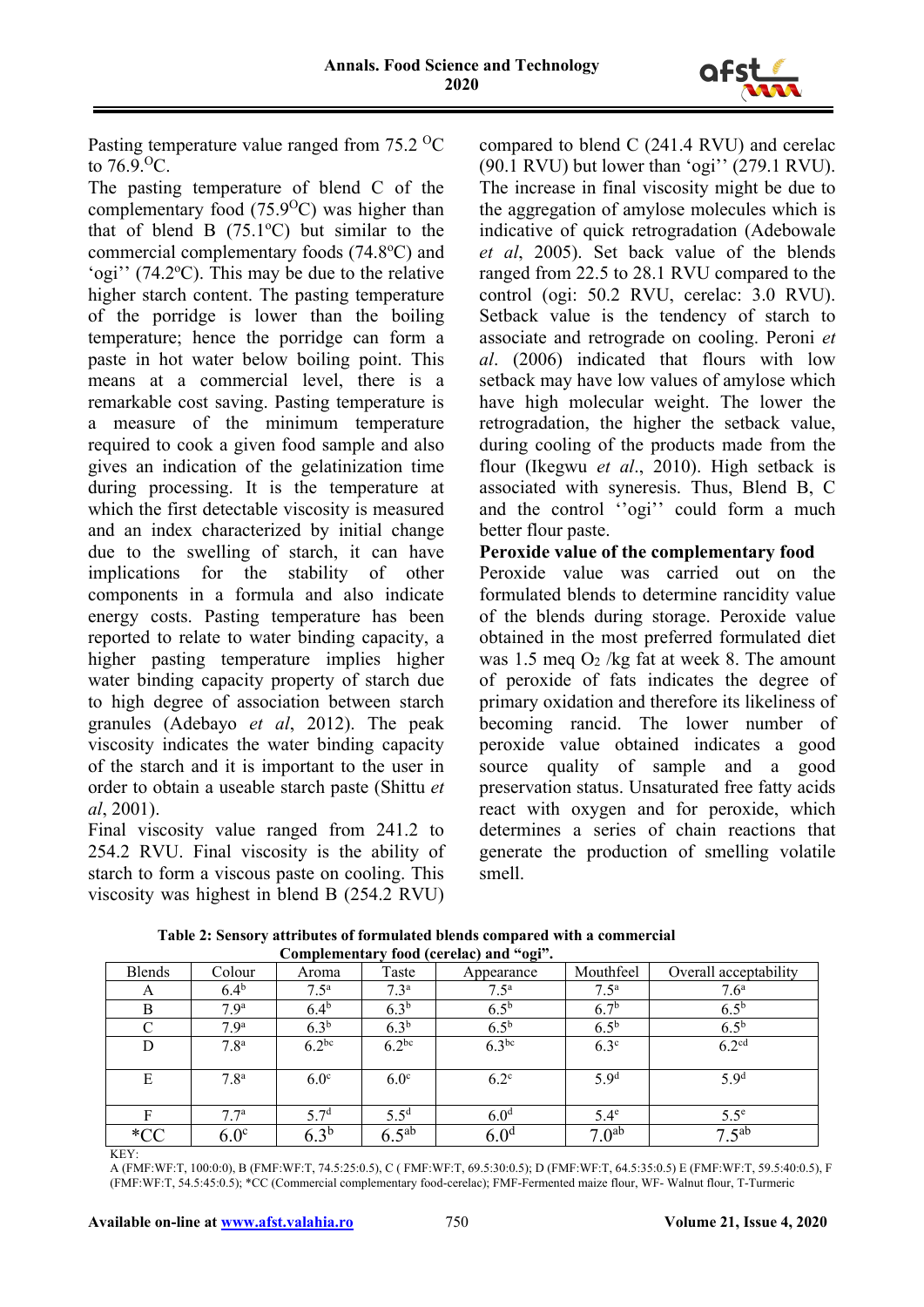Pasting temperature value ranged from 75.2 $^{O}C$ to 76.9.$^{O}C$.

The pasting temperature of blend C of the complementary food (75.9$^{O}C$) was higher than that of blend B (75.1$^{o}C$) but similar to the commercial complementary foods (74.8$^{o}C$) and 'ogi'' (74.2$^{o}C$). This may be due to the relative higher starch content. The pasting temperature of the porridge is lower than the boiling temperature; hence the porridge can form a paste in hot water below boiling point. This means at a commercial level, there is a remarkable cost saving. Pasting temperature is a measure of the minimum temperature required to cook a given food sample and also gives an indication of the gelatinization time during processing. It is the temperature at which the first detectable viscosity is measured and an index characterized by initial change due to the swelling of starch, it can have implications for the stability of other components in a formula and also indicate energy costs. Pasting temperature has been reported to relate to water binding capacity, a higher pasting temperature implies higher water binding capacity property of starch due to high degree of association between starch granules (Adebayo *et al*, 2012). The peak viscosity indicates the water binding capacity of the starch and it is important to the user in order to obtain a useable starch paste (Shittu *et al*, 2001).

Final viscosity value ranged from 241.2 to 254.2 RVU. Final viscosity is the ability of starch to form a viscous paste on cooling. This viscosity was highest in blend B (254.2 RVU) compared to blend C (241.4 RVU) and cerelac (90.1 RVU) but lower than 'ogi'' (279.1 RVU). The increase in final viscosity might be due to the aggregation of amylose molecules which is indicative of quick retrogradation (Adebowale *et al*, 2005). Set back value of the blends ranged from 22.5 to 28.1 RVU compared to the control (ogi: 50.2 RVU, cerelac: 3.0 RVU). Setback value is the tendency of starch to associate and retrograde on cooling. Peroni *et al*. (2006) indicated that flours with low setback may have low values of amylose which have high molecular weight. The lower the retrogradation, the higher the setback value, during cooling of the products made from the flour (Ikegwu *et al*., 2010). High setback is associated with syneresis. Thus, Blend B, C and the control ''ogi'' could form a much better flour paste.

**Peroxide value of the complementary food**

Peroxide value was carried out on the formulated blends to determine rancidity value of the blends during storage. Peroxide value obtained in the most preferred formulated diet was 1.5 meq $O_2$ /kg fat at week 8. The amount of peroxide of fats indicates the degree of primary oxidation and therefore its likeliness of becoming rancid. The lower number of peroxide value obtained indicates a good source quality of sample and a good preservation status. Unsaturated free fatty acids react with oxygen and for peroxide, which determines a series of chain reactions that generate the production of smelling volatile smell.

**Table 2: Sensory attributes of formulated blends compared with a commercial Complementary food (cerelac) and "ogi".**

| Blends | Colour | Aroma | Taste | Appearance | Mouthfeel | Overall acceptability |
|---|---|---|---|---|---|---|
| A | $6.4^{b}$ | $7.5^{a}$ | $7.3^{a}$ | $7.5^{a}$ | $7.5^{a}$ | $7.6^{a}$ |
| B | $7.9^{a}$ | $6.4^{b}$ | $6.3^{b}$ | $6.5^{b}$ | $6.7^{b}$ | $6.5^{b}$ |
| C | $7.9^{a}$ | $6.3^{b}$ | $6.3^{b}$ | $6.5^{b}$ | $6.5^{b}$ | $6.5^{b}$ |
| D | $7.8^{a}$ | $6.2^{bc}$ | $6.2^{bc}$ | $6.3^{bc}$ | $6.3^{c}$ | $6.2^{cd}$ |
| E | $7.8^{a}$ | $6.0^{c}$ | $6.0^{c}$ | $6.2^{c}$ | $5.9^{d}$ | $5.9^{d}$ |
| F | $7.7^{a}$ | $5.7^{d}$ | $5.5^{d}$ | $6.0^{d}$ | $5.4^{e}$ | $5.5^{e}$ |
| *CC | $6.0^{c}$ | $6.3^{b}$ | $6.5^{ab}$ | $6.0^{d}$ | $7.0^{ab}$ | $7.5^{ab}$ |

KEY:
A (FMF:WF:T, 100:0:0), B (FMF:WF:T, 74.5:25:0.5), C ( FMF:WF:T, 69.5:30:0.5); D (FMF:WF:T, 64.5:35:0.5) E (FMF:WF:T, 59.5:40:0.5), F (FMF:WF:T, 54.5:45:0.5); *CC (Commercial complementary food-cerelac); FMF-Fermented maize flour, WF- Walnut flour, T-Turmeric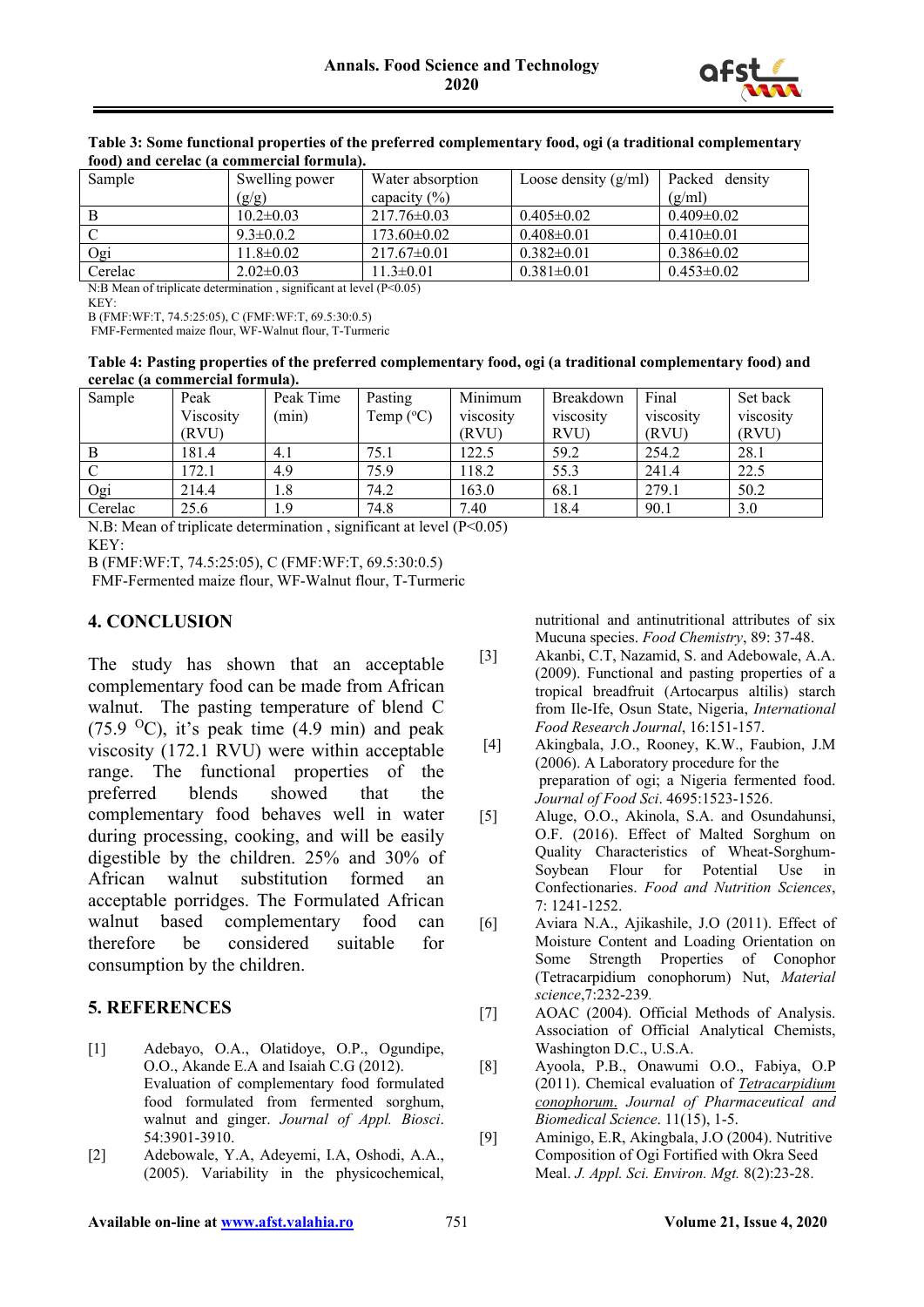**Table 3: Some functional properties of the preferred complementary food, ogi (a traditional complementary food) and cerelac (a commercial formula).**

| Sample | Swelling power (g/g) | Water absorption capacity (%) | Loose density (g/ml) | Packed density (g/ml) |
|---|---|---|---|---|
| B | 10.2±0.03 | 217.76±0.03 | 0.405±0.02 | 0.409±0.02 |
| C | 9.3±0.2 | 173.60±0.02 | 0.408±0.01 | 0.410±0.01 |
| Ogi | 11.8±0.02 | 217.67±0.01 | 0.382±0.01 | 0.386±0.02 |
| Cerelac | 2.02±0.03 | 11.3±0.01 | 0.381±0.01 | 0.453±0.02 |

N:B Mean of triplicate determination , significant at level (P<0.05)
KEY:
B (FMF:WF:T, 74.5:25:05), C (FMF:WF:T, 69.5:30:0.5)
FMF-Fermented maize flour, WF-Walnut flour, T-Turmeric

**Table 4: Pasting properties of the preferred complementary food, ogi (a traditional complementary food) and cerelac (a commercial formula).**

| Sample | Peak Viscosity (RVU) | Peak Time (min) | Pasting Temp (°C) | Minimum viscosity (RVU) | Breakdown viscosity RVU) | Final viscosity (RVU) | Set back viscosity (RVU) |
|---|---|---|---|---|---|---|---|
| B | 181.4 | 4.1 | 75.1 | 122.5 | 59.2 | 254.2 | 28.1 |
| C | 172.1 | 4.9 | 75.9 | 118.2 | 55.3 | 241.4 | 22.5 |
| Ogi | 214.4 | 1.8 | 74.2 | 163.0 | 68.1 | 279.1 | 50.2 |
| Cerelac | 25.6 | 1.9 | 74.8 | 7.40 | 18.4 | 90.1 | 3.0 |

N.B: Mean of triplicate determination , significant at level (P<0.05)
KEY:
B (FMF:WF:T, 74.5:25:05), C (FMF:WF:T, 69.5:30:0.5)
FMF-Fermented maize flour, WF-Walnut flour, T-Turmeric

## 4. CONCLUSION

The study has shown that an acceptable complementary food can be made from African walnut. The pasting temperature of blend C (75.9 °C), it's peak time (4.9 min) and peak viscosity (172.1 RVU) were within acceptable range. The functional properties of the preferred blends showed that the complementary food behaves well in water during processing, cooking, and will be easily digestible by the children. 25% and 30% of African walnut substitution formed an acceptable porridges. The Formulated African walnut based complementary food can therefore be considered suitable for consumption by the children.

## 5. REFERENCES

[1] Adebayo, O.A., Olatidoye, O.P., Ogundipe, O.O., Akande E.A and Isaiah C.G (2012). Evaluation of complementary food formulated food formulated from fermented sorghum, walnut and ginger. *Journal of Appl. Biosci*. 54:3901-3910.

[2] Adebowale, Y.A, Adeyemi, I.A, Oshodi, A.A., (2005). Variability in the physicochemical, nutritional and antinutritional attributes of six Mucuna species. *Food Chemistry*, 89: 37-48.

[3] Akanbi, C.T, Nazamid, S. and Adebowale, A.A. (2009). Functional and pasting properties of a tropical breadfruit (Artocarpus altilis) starch from Ile-Ife, Osun State, Nigeria, *International Food Research Journal*, 16:151-157.

[4] Akingbala, J.O., Rooney, K.W., Faubion, J.M (2006). A Laboratory procedure for the preparation of ogi; a Nigeria fermented food. *Journal of Food Sci*. 4695:1523-1526.

[5] Aluge, O.O., Akinola, S.A. and Osundahunsi, O.F. (2016). Effect of Malted Sorghum on Quality Characteristics of Wheat-Sorghum-Soybean Flour for Potential Use in Confectionaries. *Food and Nutrition Sciences*, 7: 1241-1252.

[6] Aviara N.A., Ajikashile, J.O (2011). Effect of Moisture Content and Loading Orientation on Some Strength Properties of Conophor (Tetracarpidium conophorum) Nut, *Material science*,7:232-239.

[7] AOAC (2004). Official Methods of Analysis. Association of Official Analytical Chemists, Washington D.C., U.S.A.

[8] Ayoola, P.B., Onawumi O.O., Fabiya, O.P (2011). Chemical evaluation of *Tetracarpidium conophorum.* *Journal of Pharmaceutical and Biomedical Science*. 11(15), 1-5.

[9] Aminigo, E.R, Akingbala, J.O (2004). Nutritive Composition of Ogi Fortified with Okra Seed Meal. *J. Appl. Sci. Environ. Mgt.* 8(2):23-28.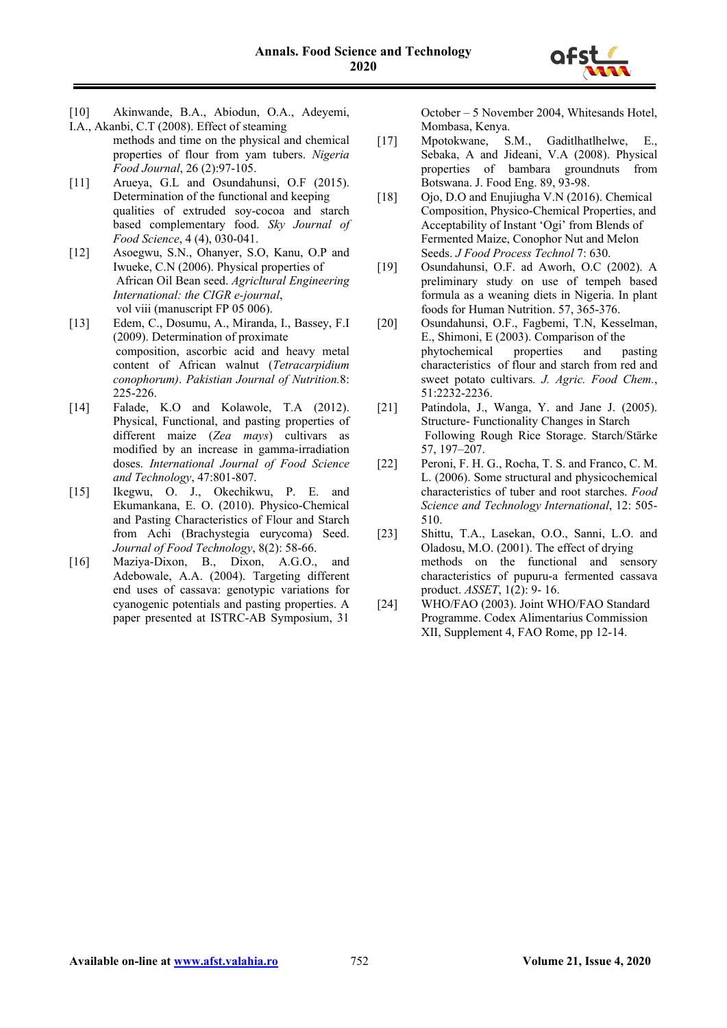[10] Akinwande, B.A., Abiodun, O.A., Adeyemi, I.A., Akanbi, C.T (2008). Effect of steaming methods and time on the physical and chemical properties of flour from yam tubers. *Nigeria Food Journal*, 26 (2):97-105.

[11] Arueya, G.L and Osundahunsi, O.F (2015). Determination of the functional and keeping qualities of extruded soy-cocoa and starch based complementary food. *Sky Journal of Food Science*, 4 (4), 030-041.

[12] Asoegwu, S.N., Ohanyer, S.O, Kanu, O.P and Iwueke, C.N (2006). Physical properties of African Oil Bean seed. *Agricltural Engineering International: the CIGR e-journal*, vol viii (manuscript FP 05 006).

[13] Edem, C., Dosumu, A., Miranda, I., Bassey, F.I (2009). Determination of proximate composition, ascorbic acid and heavy metal content of African walnut (*Tetracarpidium conophorum)*. *Pakistian Journal of Nutrition.*8: 225-226.

[14] Falade, K.O and Kolawole, T.A (2012). Physical, Functional, and pasting properties of different maize (*Zea mays*) cultivars as modified by an increase in gamma-irradiation doses. *International Journal of Food Science and Technology*, 47:801-807.

[15] Ikegwu, O. J., Okechikwu, P. E. and Ekumankana, E. O. (2010). Physico-Chemical and Pasting Characteristics of Flour and Starch from Achi (Brachystegia eurycoma) Seed. *Journal of Food Technology*, 8(2): 58-66.

[16] Maziya-Dixon, B., Dixon, A.G.O., and Adebowale, A.A. (2004). Targeting different end uses of cassava: genotypic variations for cyanogenic potentials and pasting properties. A paper presented at ISTRC-AB Symposium, 31 October – 5 November 2004, Whitesands Hotel, Mombasa, Kenya.

[17] Mpotokwane, S.M., Gaditlhatlhelwe, E., Sebaka, A and Jideani, V.A (2008). Physical properties of bambara groundnuts from Botswana. J. Food Eng. 89, 93-98.

[18] Ojo, D.O and Enujiugha V.N (2016). Chemical Composition, Physico-Chemical Properties, and Acceptability of Instant 'Ogi' from Blends of Fermented Maize, Conophor Nut and Melon Seeds. *J Food Process Technol* 7: 630.

[19] Osundahunsi, O.F. ad Aworh, O.C (2002). A preliminary study on use of tempeh based formula as a weaning diets in Nigeria. In plant foods for Human Nutrition. 57, 365-376.

[20] Osundahunsi, O.F., Fagbemi, T.N, Kesselman, E., Shimoni, E (2003). Comparison of the phytochemical properties and pasting characteristics of flour and starch from red and sweet potato cultivars*. J. Agric. Food Chem.*, 51:2232-2236.

[21] Patindola, J., Wanga, Y. and Jane J. (2005). Structure- Functionality Changes in Starch Following Rough Rice Storage. Starch/Stärke 57, 197–207.

[22] Peroni, F. H. G., Rocha, T. S. and Franco, C. M. L. (2006). Some structural and physicochemical characteristics of tuber and root starches. *Food Science and Technology International*, 12: 505-510.

[23] Shittu, T.A., Lasekan, O.O., Sanni, L.O. and Oladosu, M.O. (2001). The effect of drying methods on the functional and sensory characteristics of pupuru-a fermented cassava product. *ASSET*, 1(2): 9- 16.

[24] WHO/FAO (2003). Joint WHO/FAO Standard Programme. Codex Alimentarius Commission XII, Supplement 4, FAO Rome, pp 12-14.